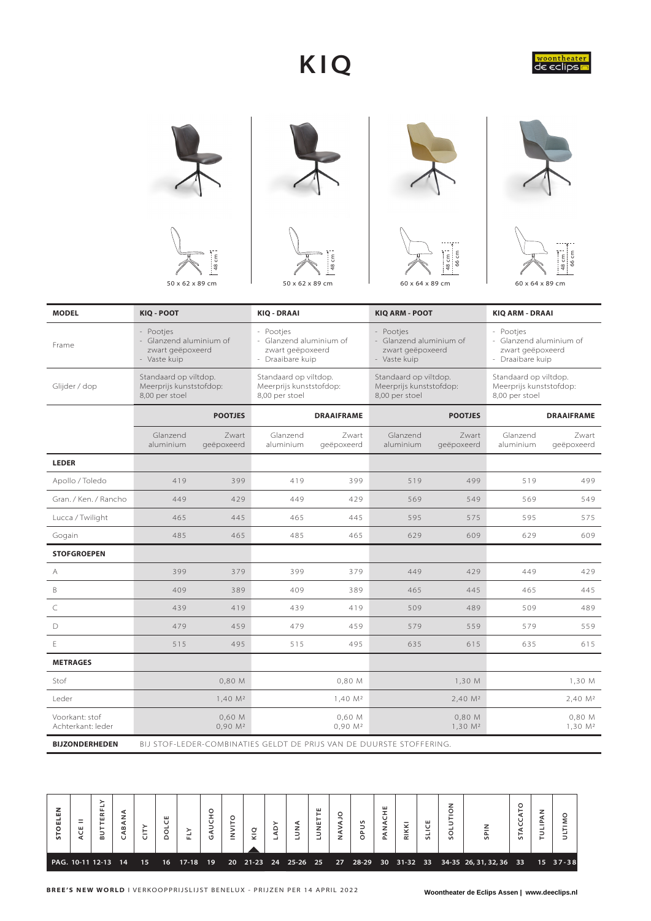# KIQ

woontheater de eclips

| | | | |
|---|---|---|---|
| 48 cm | 48 cm | 48 cm / 66 cm | 48 cm / 66 cm |
| 50 x 62 x 89 cm | 50 x 62 x 89 cm | 60 x 64 x 89 cm | 60 x 64 x 89 cm |

| MODEL | KIQ - POOT | | KIQ - DRAAI | | KIQ ARM - POOT | | KIQ ARM - DRAAI | |
|---|---|---|---|---|---|---|---|---|
| Frame | - Pootjes<br>- Glanzend aluminium of zwart geëpoxeerd<br>- Vaste kuip | | - Pootjes<br>- Glanzend aluminium of zwart geëpoxeerd<br>- Draaibare kuip | | - Pootjes<br>- Glanzend aluminium of zwart geëpoxeerd<br>- Vaste kuip | | - Pootjes<br>- Glanzend aluminium of zwart geëpoxeerd<br>- Draaibare kuip | |
| Glijder / dop | Standaard op viltdop.<br>Meerprijs kunststofdop:<br>8,00 per stoel | | Standaard op viltdop.<br>Meerprijs kunststofdop:<br>8,00 per stoel | | Standaard op viltdop.<br>Meerprijs kunststofdop:<br>8,00 per stoel | | Standaard op viltdop.<br>Meerprijs kunststofdop:<br>8,00 per stoel | |
| | **POOTJES** | | **DRAAIFRAME** | | **POOTJES** | | **DRAAIFRAME** | |
| | Glanzend aluminium | Zwart geëpoxeerd | Glanzend aluminium | Zwart geëpoxeerd | Glanzend aluminium | Zwart geëpoxeerd | Glanzend aluminium | Zwart geëpoxeerd |
| **LEDER** | | | | | | | | |
| Apollo / Toledo | 419 | 399 | 419 | 399 | 519 | 499 | 519 | 499 |
| Gran. / Ken. / Rancho | 449 | 429 | 449 | 429 | 569 | 549 | 569 | 549 |
| Lucca / Twilight | 465 | 445 | 465 | 445 | 595 | 575 | 595 | 575 |
| Gogain | 485 | 465 | 485 | 465 | 629 | 609 | 629 | 609 |
| **STOFGROEPEN** | | | | | | | | |
| A | 399 | 379 | 399 | 379 | 449 | 429 | 449 | 429 |
| B | 409 | 389 | 409 | 389 | 465 | 445 | 465 | 445 |
| C | 439 | 419 | 439 | 419 | 509 | 489 | 509 | 489 |
| D | 479 | 459 | 479 | 459 | 579 | 559 | 579 | 559 |
| E | 515 | 495 | 515 | 495 | 635 | 615 | 635 | 615 |
| **METRAGES** | | | | | | | | |
| Stof | | 0,80 M | | 0,80 M | | 1,30 M | | 1,30 M |
| Leder | | 1,40 M² | | 1,40 M² | | 2,40 M² | | 2,40 M² |
| Voorkant: stof<br>Achterkant: leder | | 0,60 M<br>0,90 M² | | 0,60 M<br>0,90 M² | | 0,80 M<br>1,30 M² | | 0,80 M<br>1,30 M² |
| **BIJZONDERHEDEN** | BIJ STOF-LEDER-COMBINATIES GELDT DE PRIJS VAN DE DUURSTE STOFFERING. | | | | | | | |

| STOELEN | ACE II | BUTTERFLY | CABANA | CITY | DOLCE | FLY | GAUCHO | INVITO | KIQ | LADY | LUNA | LUNETTE | NAVAJO | OPUS | PANACHE | RIKKI | SLICE | SOLUTION | SPIN | STACCATO | TULIPAN | ULTIMO |
|---|---|---|---|---|---|---|---|---|---|---|---|---|---|---|---|---|---|---|---|---|---|---|
| PAG. | 10-11 | 12-13 | 14 | 15 | 16 | 17-18 | 19 | 20 | 21-23 | 24 | 25-26 | 25 | 27 | 28-29 | 30 | 31-32 | 33 | 34-35 | 26, 31, 32, 36 | 33 | 15 | 37-38 |

**BREE'S NEW WORLD** I VERKOOPPRIJSLIJST BENELUX - PRIJZEN PER 14 APRIL 2022

**Woontheater de Eclips Assen | www.deeclips.nl**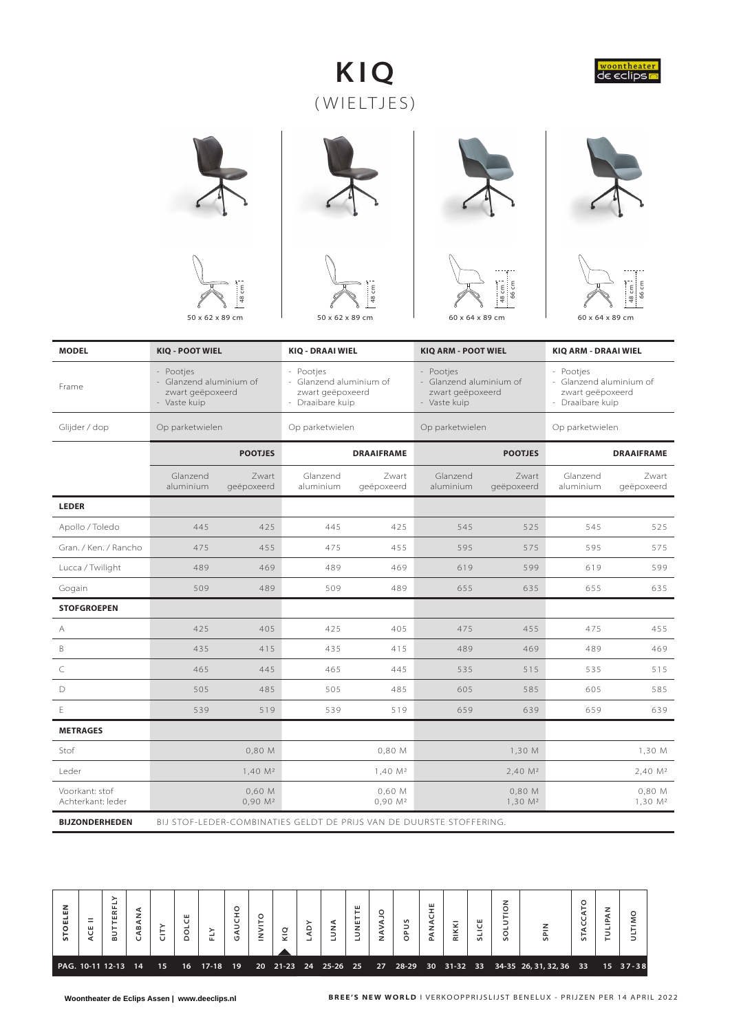# KIQ

## (WIELTJES)

woontheater de eclips

50 x 62 x 89 cm | 50 x 62 x 89 cm | 60 x 64 x 89 cm | 60 x 64 x 89 cm

| MODEL | KIQ - POOT WIEL | | KIQ - DRAAI WIEL | | KIQ ARM - POOT WIEL | | KIQ ARM - DRAAI WIEL | |
|---|---|---|---|---|---|---|---|---|
| Frame | - Pootjes - Glanzend aluminium of zwart geëpoxeerd - Vaste kuip | | - Pootjes - Glanzend aluminium of zwart geëpoxeerd - Draaibare kuip | | - Pootjes - Glanzend aluminium of zwart geëpoxeerd - Vaste kuip | | - Pootjes - Glanzend aluminium of zwart geëpoxeerd - Draaibare kuip | |
| Glijder / dop | Op parketwielen | | Op parketwielen | | Op parketwielen | | Op parketwielen | |
| | POOTJES | | DRAAIFRAME | | POOTJES | | DRAAIFRAME | |
| | Glanzend aluminium | Zwart geëpoxeerd | Glanzend aluminium | Zwart geëpoxeerd | Glanzend aluminium | Zwart geëpoxeerd | Glanzend aluminium | Zwart geëpoxeerd |
| **LEDER** | | | | | | | | |
| Apollo / Toledo | 445 | 425 | 445 | 425 | 545 | 525 | 545 | 525 |
| Gran. / Ken. / Rancho | 475 | 455 | 475 | 455 | 595 | 575 | 595 | 575 |
| Lucca / Twilight | 489 | 469 | 489 | 469 | 619 | 599 | 619 | 599 |
| Gogain | 509 | 489 | 509 | 489 | 655 | 635 | 655 | 635 |
| **STOFGROEPEN** | | | | | | | | |
| A | 425 | 405 | 425 | 405 | 475 | 455 | 475 | 455 |
| B | 435 | 415 | 435 | 415 | 489 | 469 | 489 | 469 |
| C | 465 | 445 | 465 | 445 | 535 | 515 | 535 | 515 |
| D | 505 | 485 | 505 | 485 | 605 | 585 | 605 | 585 |
| E | 539 | 519 | 539 | 519 | 659 | 639 | 659 | 639 |
| **METRAGES** | | | | | | | | |
| Stof | | 0,80 M | | 0,80 M | | 1,30 M | | 1,30 M |
| Leder | | 1,40 M² | | 1,40 M² | | 2,40 M² | | 2,40 M² |
| Voorkant: stof Achterkant: leder | | 0,60 M 0,90 M² | | 0,60 M 0,90 M² | | 0,80 M 1,30 M² | | 0,80 M 1,30 M² |

**BIJZONDERHEDEN** BIJ STOF-LEDER-COMBINATIES GELDT DE PRIJS VAN DE DUURSTE STOFFERING.

| STOELEN | ACE II | BUTTERFLY | CABANA | CITY | DOLCE | FLY | GAUCHO | INVITO | KIQ | LADY | LUNA | LUNETTE | NAVAJO | OPUS | PANACHE | RIKKI | SLICE | SOLUTION | SPIN | STACCATO | TULIPAN | ULTIMO |
|---|---|---|---|---|---|---|---|---|---|---|---|---|---|---|---|---|---|---|---|---|---|---|
| PAG. | 10-11 | 12-13 | 14 | 15 | 16 | 17-18 | 19 | 20 | 21-23 | 24 | 25-26 | 25 | 27 | 28-29 | 30 | 31-32 | 33 | 34-35 | 26, 31, 32, 36 | 33 | 15 | 37-38 |

Woontheater de Eclips Assen | www.deeclips.nl

BREE'S NEW WORLD | VERKOOPPRIJSLIJST BENELUX - PRIJZEN PER 14 APRIL 2022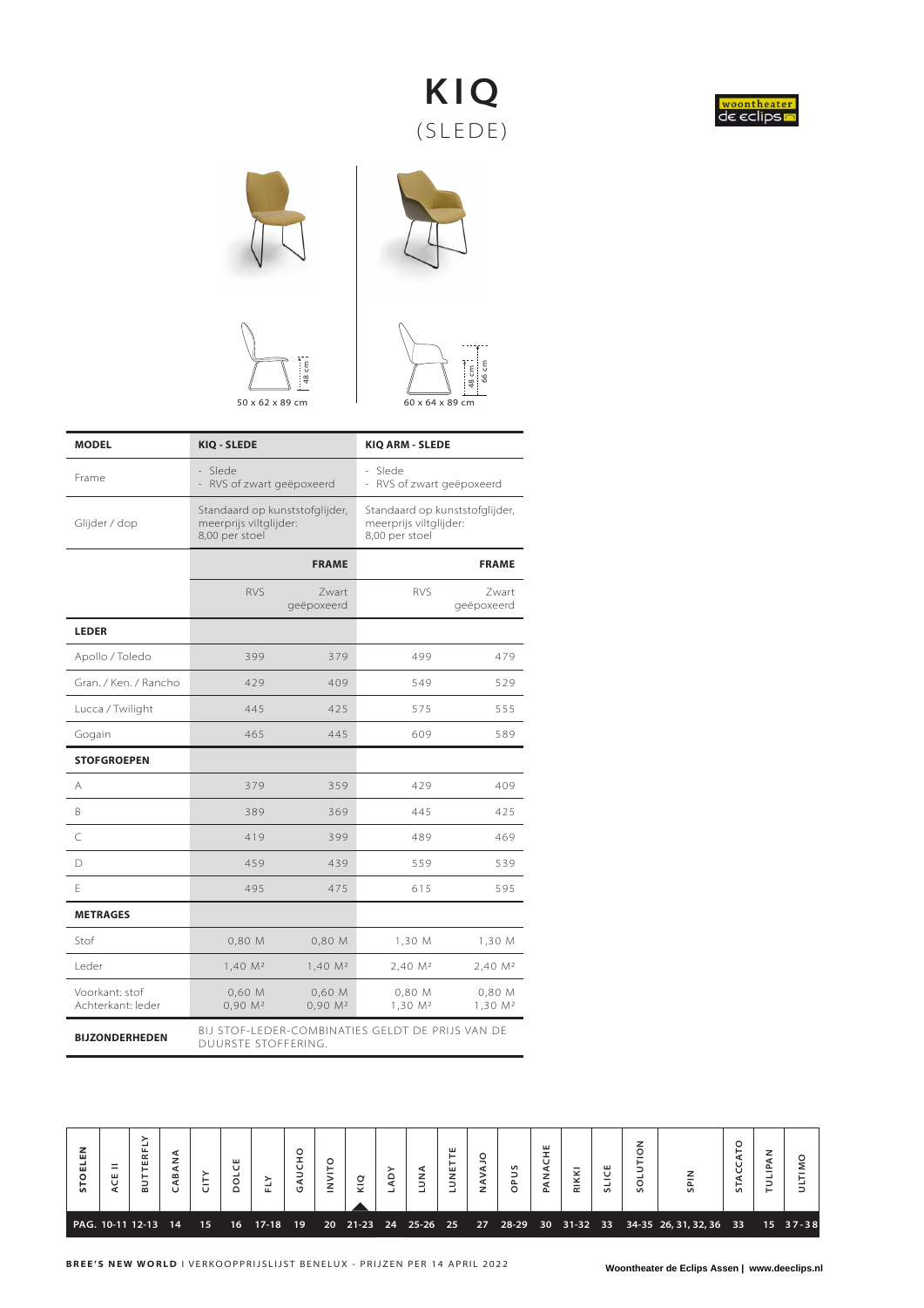# KIQ

(SLEDE)

woontheater de eclips

48 cm

50 x 62 x 89 cm

48 cm
66 cm

60 x 64 x 89 cm

| MODEL | KIQ - SLEDE | | KIQ ARM - SLEDE | |
|---|---|---|---|---|
| Frame | - Slede<br>- RVS of zwart geëpoxeerd | | - Slede<br>- RVS of zwart geëpoxeerd | |
| Glijder / dop | Standaard op kunststofglijder, meerprijs viltglijder: 8,00 per stoel | | Standaard op kunststofglijder, meerprijs viltglijder: 8,00 per stoel | |
| | FRAME | | FRAME | |
| | RVS | Zwart geëpoxeerd | RVS | Zwart geëpoxeerd |
| **LEDER** | | | | |
| Apollo / Toledo | 399 | 379 | 499 | 479 |
| Gran. / Ken. / Rancho | 429 | 409 | 549 | 529 |
| Lucca / Twilight | 445 | 425 | 575 | 555 |
| Gogain | 465 | 445 | 609 | 589 |
| **STOFGROEPEN** | | | | |
| A | 379 | 359 | 429 | 409 |
| B | 389 | 369 | 445 | 425 |
| C | 419 | 399 | 489 | 469 |
| D | 459 | 439 | 559 | 539 |
| E | 495 | 475 | 615 | 595 |
| **METRAGES** | | | | |
| Stof | 0,80 M | 0,80 M | 1,30 M | 1,30 M |
| Leder | 1,40 M² | 1,40 M² | 2,40 M² | 2,40 M² |
| Voorkant: stof<br>Achterkant: leder | 0,60 M<br>0,90 M² | 0,60 M<br>0,90 M² | 0,80 M<br>1,30 M² | 0,80 M<br>1,30 M² |
| **BIJZONDERHEDEN** | BIJ STOF-LEDER-COMBINATIES GELDT DE PRIJS VAN DE DUURSTE STOFFERING. | | | |

| STOELEN | ACE II | BUTTERFLY | CABANA | CITY | DOLCE | FLY | GAUCHO | INVITO | KIQ | LADY | LUNA | LUNETTE | NAVAJO | OPUS | PANACHE | RIKKI | SLICE | SOLUTION | SPIN | STACCATO | TULIPAN | ULTIMO |
|---|---|---|---|---|---|---|---|---|---|---|---|---|---|---|---|---|---|---|---|---|---|---|
| PAG. | 10-11 | 12-13 | 14 | 15 | 16 | 17-18 | 19 | 20 | 21-23 | 24 | 25-26 | 25 | 27 | 28-29 | 30 | 31-32 | 33 | 34-35 | 26, 31, 32, 36 | 33 | 15 | 37-38 |

**BREE'S NEW WORLD** I VERKOOPPRIJSLIJST BENELUX - PRIJZEN PER 14 APRIL 2022

Woontheater de Eclips Assen | www.deeclips.nl